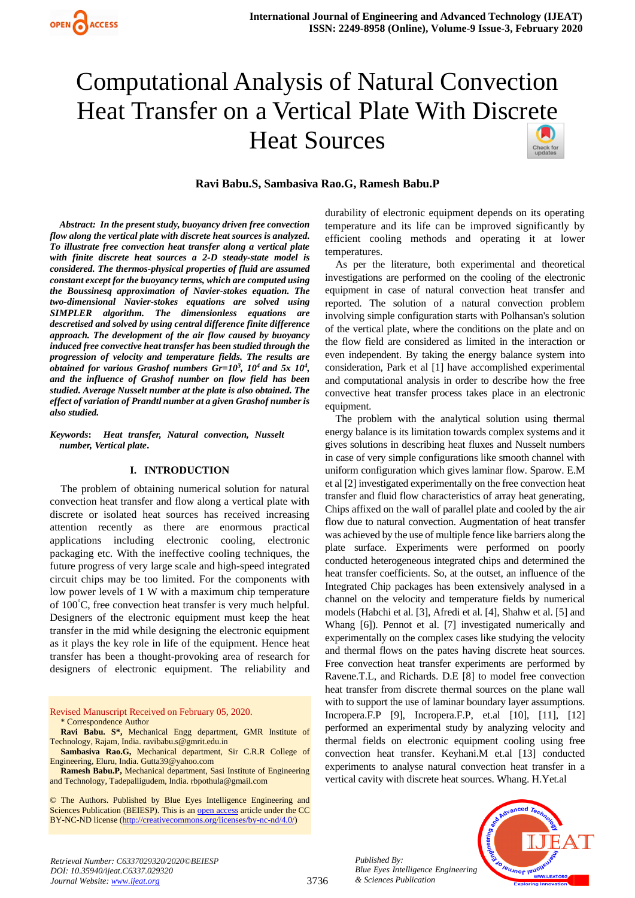# Computational Analysis of Natural Convection Heat Transfer on a Vertical Plate With Discrete Heat Sources

**Ravi Babu.S, Sambasiva Rao.G, Ramesh Babu.P**

***Abstract:** In the present study, buoyancy driven free convection flow along the vertical plate with discrete heat sources is analyzed. To illustrate free convection heat transfer along a vertical plate with finite discrete heat sources a 2-D steady-state model is considered. The thermos-physical properties of fluid are assumed constant except for the buoyancy terms, which are computed using the Boussinesq approximation of Navier-stokes equation. The two-dimensional Navier-stokes equations are solved using SIMPLER algorithm. The dimensionless equations are descretised and solved by using central difference finite difference approach. The development of the air flow caused by buoyancy induced free convective heat transfer has been studied through the progression of velocity and temperature fields. The results are obtained for various Grashof numbers $Gr=10^3$, $10^4$ and $5x\ 10^4$, and the influence of Grashof number on flow field has been studied. Average Nusselt number at the plate is also obtained. The effect of variation of Prandtl number at a given Grashof number is also studied.*

***Keywords*:** *Heat transfer, Natural convection, Nusselt number, Vertical plate*.

## I. INTRODUCTION

The problem of obtaining numerical solution for natural convection heat transfer and flow along a vertical plate with discrete or isolated heat sources has received increasing attention recently as there are enormous practical applications including electronic cooling, electronic packaging etc. With the ineffective cooling techniques, the future progress of very large scale and high-speed integrated circuit chips may be too limited. For the components with low power levels of 1 W with a maximum chip temperature of 100˚C, free convection heat transfer is very much helpful. Designers of the electronic equipment must keep the heat transfer in the mid while designing the electronic equipment as it plays the key role in life of the equipment. Hence heat transfer has been a thought-provoking area of research for designers of electronic equipment. The reliability and durability of electronic equipment depends on its operating temperature and its life can be improved significantly by efficient cooling methods and operating it at lower temperatures.

As per the literature, both experimental and theoretical investigations are performed on the cooling of the electronic equipment in case of natural convection heat transfer and reported. The solution of a natural convection problem involving simple configuration starts with Polhansan's solution of the vertical plate, where the conditions on the plate and on the flow field are considered as limited in the interaction or even independent. By taking the energy balance system into consideration, Park et al [1] have accomplished experimental and computational analysis in order to describe how the free convective heat transfer process takes place in an electronic equipment.

The problem with the analytical solution using thermal energy balance is its limitation towards complex systems and it gives solutions in describing heat fluxes and Nusselt numbers in case of very simple configurations like smooth channel with uniform configuration which gives laminar flow. Sparow. E.M et al [2] investigated experimentally on the free convection heat transfer and fluid flow characteristics of array heat generating, Chips affixed on the wall of parallel plate and cooled by the air flow due to natural convection. Augmentation of heat transfer was achieved by the use of multiple fence like barriers along the plate surface. Experiments were performed on poorly conducted heterogeneous integrated chips and determined the heat transfer coefficients. So, at the outset, an influence of the Integrated Chip packages has been extensively analysed in a channel on the velocity and temperature fields by numerical models (Habchi et al. [3], Afredi et al. [4], Shahw et al. [5] and Whang [6]). Pennot et al. [7] investigated numerically and experimentally on the complex cases like studying the velocity and thermal flows on the pates having discrete heat sources. Free convection heat transfer experiments are performed by Ravene.T.L, and Richards. D.E [8] to model free convection heat transfer from discrete thermal sources on the plane wall with to support the use of laminar boundary layer assumptions. Incropera.F.P [9], Incropera.F.P, et.al [10], [11], [12] performed an experimental study by analyzing velocity and thermal fields on electronic equipment cooling using free convection heat transfer. Keyhani.M et.al [13] conducted experiments to analyse natural convection heat transfer in a vertical cavity with discrete heat sources. Whang. H.Yet.al

Revised Manuscript Received on February 05, 2020.

\* Correspondence Author

**Ravi Babu. S\*,** Mechanical Engg department, GMR Institute of Technology, Rajam, India. ravibabu.s@gmrit.edu.in

**Sambasiva Rao.G,** Mechanical department, Sir C.R.R College of Engineering, Eluru, India. Gutta39@yahoo.com

**Ramesh Babu.P,** Mechanical department, Sasi Institute of Engineering and Technology, Tadepalligudem, India. rbpothula@gmail.com

© The Authors. Published by Blue Eyes Intelligence Engineering and Sciences Publication (BEIESP). This is an open access article under the CC BY-NC-ND license (http://creativecommons.org/licenses/by-nc-nd/4.0/)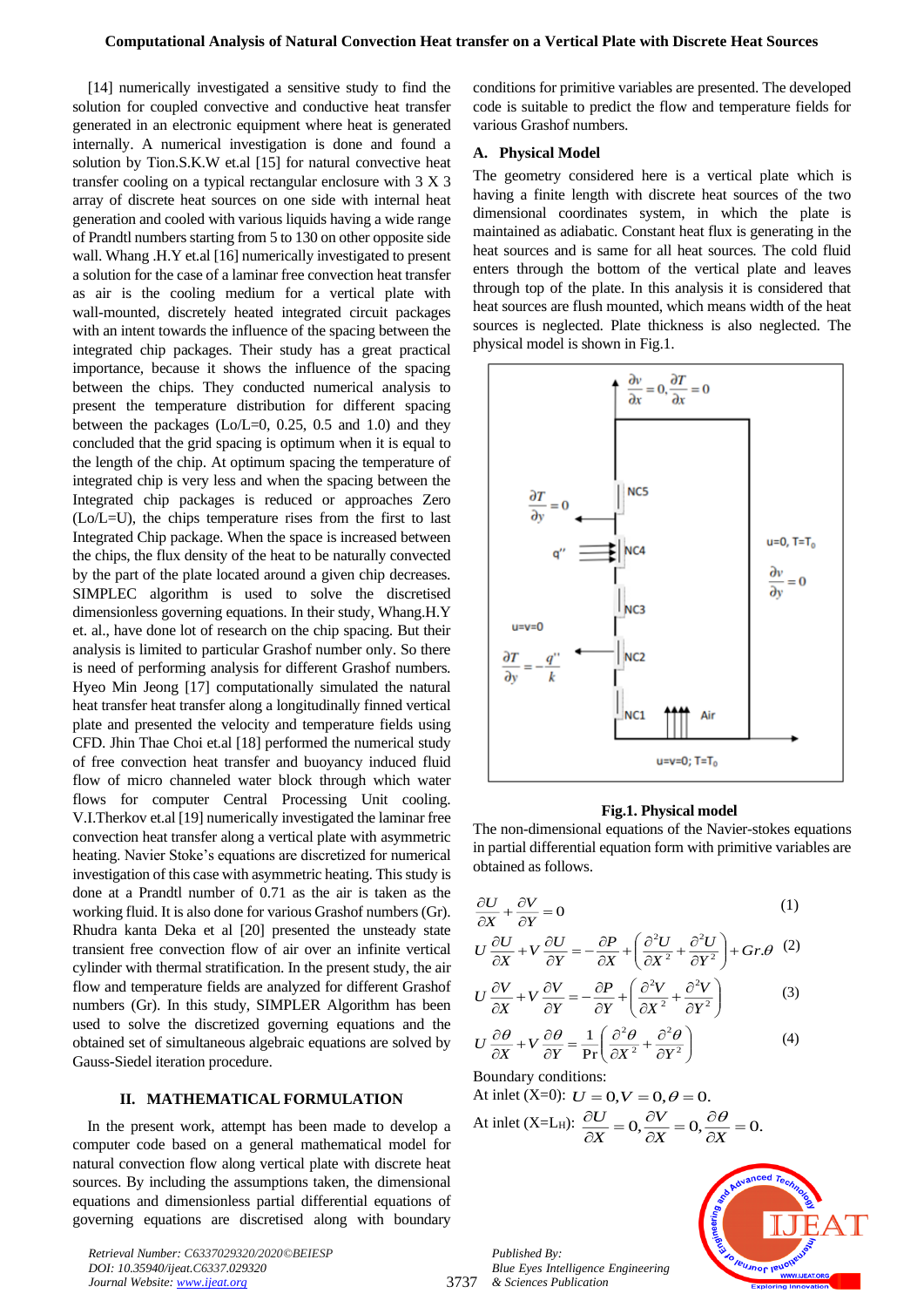[14] numerically investigated a sensitive study to find the solution for coupled convective and conductive heat transfer generated in an electronic equipment where heat is generated internally. A numerical investigation is done and found a solution by Tion.S.K.W et.al [15] for natural convective heat transfer cooling on a typical rectangular enclosure with 3 X 3 array of discrete heat sources on one side with internal heat generation and cooled with various liquids having a wide range of Prandtl numbers starting from 5 to 130 on other opposite side wall. Whang .H.Y et.al [16] numerically investigated to present a solution for the case of a laminar free convection heat transfer as air is the cooling medium for a vertical plate with wall-mounted, discretely heated integrated circuit packages with an intent towards the influence of the spacing between the integrated chip packages. Their study has a great practical importance, because it shows the influence of the spacing between the chips. They conducted numerical analysis to present the temperature distribution for different spacing between the packages (Lo/L=0, 0.25, 0.5 and 1.0) and they concluded that the grid spacing is optimum when it is equal to the length of the chip. At optimum spacing the temperature of integrated chip is very less and when the spacing between the Integrated chip packages is reduced or approaches Zero (Lo/L=U), the chips temperature rises from the first to last Integrated Chip package. When the space is increased between the chips, the flux density of the heat to be naturally convected by the part of the plate located around a given chip decreases. SIMPLEC algorithm is used to solve the discretized dimensionless governing equations. In their study, Whang.H.Y et. al., have done lot of research on the chip spacing. But their analysis is limited to particular Grashof number only. So there is need of performing analysis for different Grashof numbers. Hyeo Min Jeong [17] computationally simulated the natural heat transfer heat transfer along a longitudinally finned vertical plate and presented the velocity and temperature fields using CFD. Jhin Thae Choi et.al [18] performed the numerical study of free convection heat transfer and buoyancy induced fluid flow of micro channeled water block through which water flows for computer Central Processing Unit cooling. V.I.Therkov et.al [19] numerically investigated the laminar free convection heat transfer along a vertical plate with asymmetric heating. Navier Stoke's equations are discretized for numerical investigation of this case with asymmetric heating. This study is done at a Prandtl number of 0.71 as the air is taken as the working fluid. It is also done for various Grashof numbers (Gr). Rhudra kanta Deka et al [20] presented the unsteady state transient free convection flow of air over an infinite vertical cylinder with thermal stratification. In the present study, the air flow and temperature fields are analyzed for different Grashof numbers (Gr). In this study, SIMPLER Algorithm has been used to solve the discretized governing equations and the obtained set of simultaneous algebraic equations are solved by Gauss-Siedel iteration procedure.

## II. MATHEMATICAL FORMULATION

In the present work, attempt has been made to develop a computer code based on a general mathematical model for natural convection flow along vertical plate with discrete heat sources. By including the assumptions taken, the dimensional equations and dimensionless partial differential equations of governing equations are discretised along with boundary conditions for primitive variables are presented. The developed code is suitable to predict the flow and temperature fields for various Grashof numbers.

### A. Physical Model

The geometry considered here is a vertical plate which is having a finite length with discrete heat sources of the two dimensional coordinates system, in which the plate is maintained as adiabatic. Constant heat flux is generating in the heat sources and is same for all heat sources. The cold fluid enters through the bottom of the vertical plate and leaves through top of the plate. In this analysis it is considered that heat sources are flush mounted, which means width of the heat sources is neglected. Plate thickness is also neglected. The physical model is shown in Fig.1.

**Fig.1. Physical model**

The non-dimensional equations of the Navier-stokes equations in partial differential equation form with primitive variables are obtained as follows.

$$\frac{\partial U}{\partial X}+\frac{\partial V}{\partial Y}=0 \tag{1}$$

$$U\frac{\partial U}{\partial X}+V\frac{\partial U}{\partial Y}=-\frac{\partial P}{\partial X}+\left(\frac{\partial^2 U}{\partial X^2}+\frac{\partial^2 U}{\partial Y^2}\right)+Gr.\theta \tag{2}$$

$$U\frac{\partial V}{\partial X}+V\frac{\partial V}{\partial Y}=-\frac{\partial P}{\partial Y}+\left(\frac{\partial^2 V}{\partial X^2}+\frac{\partial^2 V}{\partial Y^2}\right) \tag{3}$$

$$U\frac{\partial \theta}{\partial X}+V\frac{\partial \theta}{\partial Y}=\frac{1}{\Pr}\left(\frac{\partial^2 \theta}{\partial X^2}+\frac{\partial^2 \theta}{\partial Y^2}\right) \tag{4}$$

Boundary conditions:

At inlet (X=0): $U=0, V=0, \theta=0.$

At inlet (X=$L_H$): $\frac{\partial U}{\partial X}=0, \frac{\partial V}{\partial X}=0, \frac{\partial \theta}{\partial X}=0.$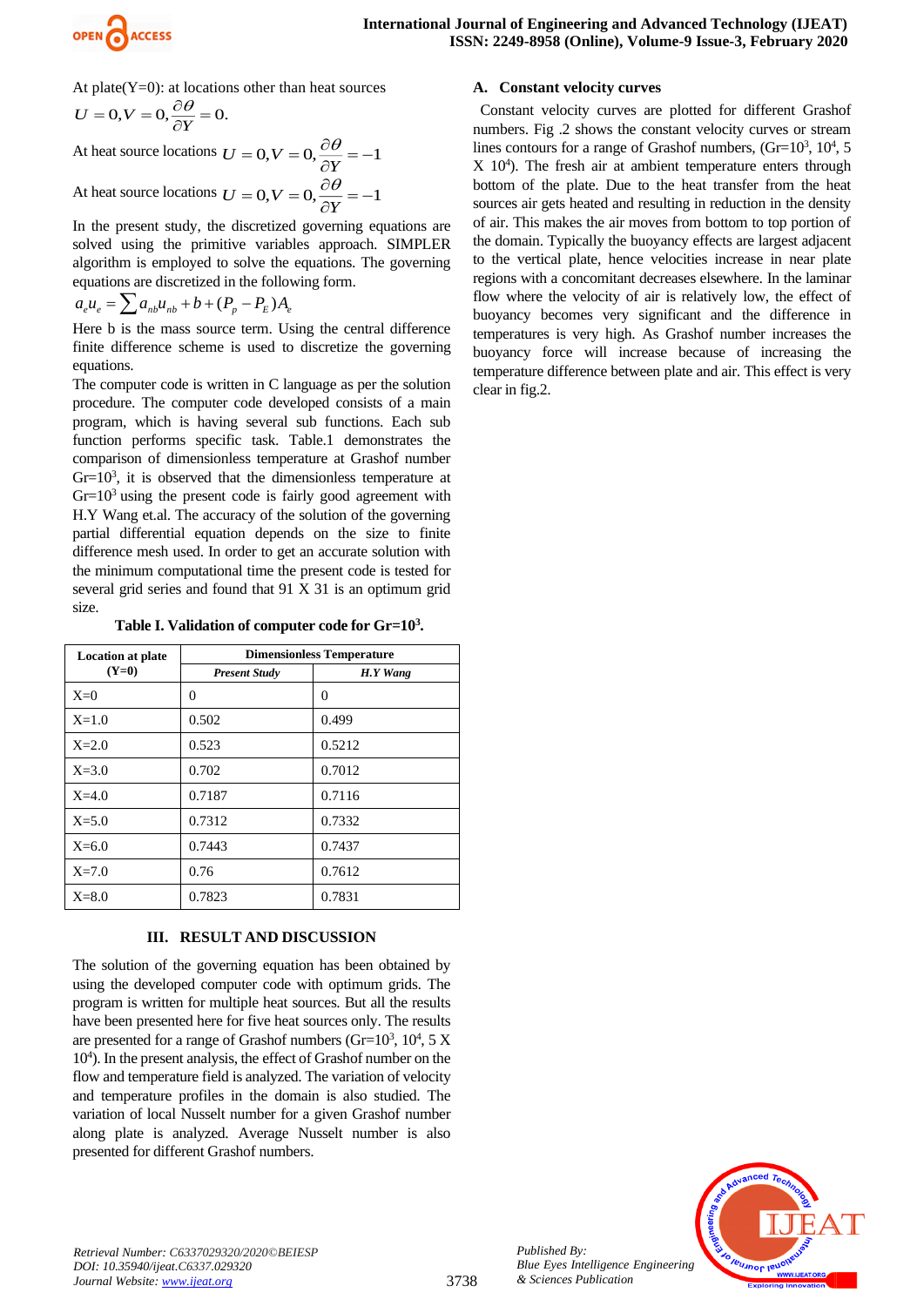At plate(Y=0): at locations other than heat sources

$$U = 0, V = 0, \frac{\partial \theta}{\partial Y} = 0.$$

At heat source locations $U = 0, V = 0, \frac{\partial \theta}{\partial Y} = -1$

At heat source locations $U = 0, V = 0, \frac{\partial \theta}{\partial Y} = -1$

In the present study, the discretized governing equations are solved using the primitive variables approach. SIMPLER algorithm is employed to solve the equations. The governing equations are discretized in the following form.

$$a_e u_e = \sum a_{nb} u_{nb} + b + (P_p - P_E) A_e$$

Here b is the mass source term. Using the central difference finite difference scheme is used to discretize the governing equations.

The computer code is written in C language as per the solution procedure. The computer code developed consists of a main program, which is having several sub functions. Each sub function performs specific task. Table.1 demonstrates the comparison of dimensionless temperature at Grashof number Gr=$10^3$, it is observed that the dimensionless temperature at Gr=$10^3$ using the present code is fairly good agreement with H.Y Wang et.al. The accuracy of the solution of the governing partial differential equation depends on the size to finite difference mesh used. In order to get an accurate solution with the minimum computational time the present code is tested for several grid series and found that 91 X 31 is an optimum grid size.

**Table I. Validation of computer code for Gr=$10^3$.**

| Location at plate (Y=0) | Dimensionless Temperature | |
|---|---|---|
| | *Present Study* | *H.Y Wang* |
| X=0 | 0 | 0 |
| X=1.0 | 0.502 | 0.499 |
| X=2.0 | 0.523 | 0.5212 |
| X=3.0 | 0.702 | 0.7012 |
| X=4.0 | 0.7187 | 0.7116 |
| X=5.0 | 0.7312 | 0.7332 |
| X=6.0 | 0.7443 | 0.7437 |
| X=7.0 | 0.76 | 0.7612 |
| X=8.0 | 0.7823 | 0.7831 |

## III. RESULT AND DISCUSSION

The solution of the governing equation has been obtained by using the developed computer code with optimum grids. The program is written for multiple heat sources. But all the results have been presented here for five heat sources only. The results are presented for a range of Grashof numbers (Gr=$10^3$, $10^4$, 5 X $10^4$). In the present analysis, the effect of Grashof number on the flow and temperature field is analyzed. The variation of velocity and temperature profiles in the domain is also studied. The variation of local Nusselt number for a given Grashof number along plate is analyzed. Average Nusselt number is also presented for different Grashof numbers.

### A. Constant velocity curves

Constant velocity curves are plotted for different Grashof numbers. Fig .2 shows the constant velocity curves or stream lines contours for a range of Grashof numbers, (Gr=$10^3$, $10^4$, 5 X $10^4$). The fresh air at ambient temperature enters through bottom of the plate. Due to the heat transfer from the heat sources air gets heated and resulting in reduction in the density of air. This makes the air moves from bottom to top portion of the domain. Typically the buoyancy effects are largest adjacent to the vertical plate, hence velocities increase in near plate regions with a concomitant decreases elsewhere. In the laminar flow where the velocity of air is relatively low, the effect of buoyancy becomes very significant and the difference in temperatures is very high. As Grashof number increases the buoyancy force will increase because of increasing the temperature difference between plate and air. This effect is very clear in fig.2.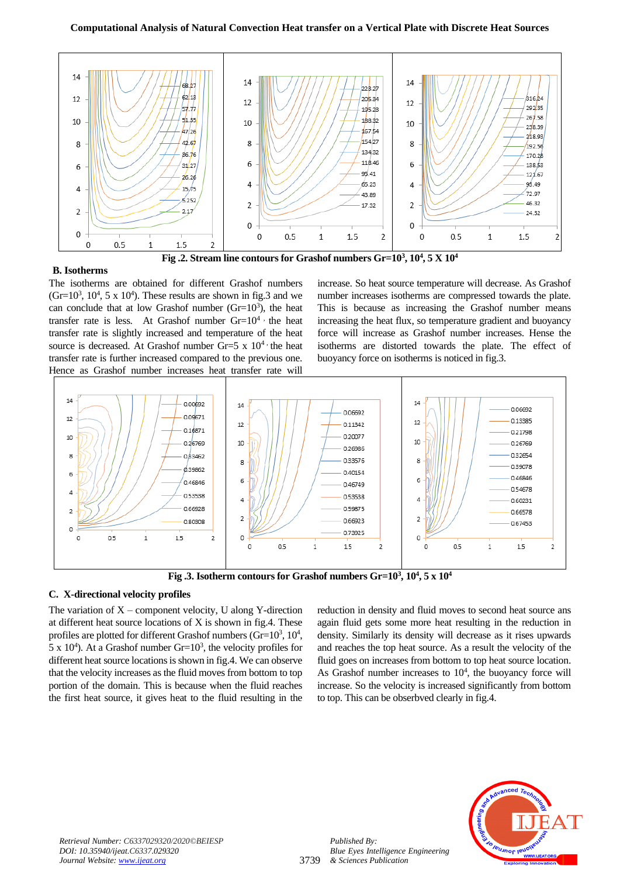Fig .2. Stream line contours for Grashof numbers Gr=$10^3$, $10^4$, 5 X $10^4$

### B. Isotherms

The isotherms are obtained for different Grashof numbers (Gr=$10^3$, $10^4$, 5 x $10^4$). These results are shown in fig.3 and we can conclude that at low Grashof number (Gr=$10^3$), the heat transfer rate is less. At Grashof number Gr=$10^4$, the heat transfer rate is slightly increased and temperature of the heat source is decreased. At Grashof number Gr=5 x $10^4$, the heat transfer rate is further increased compared to the previous one. Hence as Grashof number increases heat transfer rate will increase. So heat source temperature will decrease. As Grashof number increases isotherms are compressed towards the plate. This is because as increasing the Grashof number means increasing the heat flux, so temperature gradient and buoyancy force will increase as Grashof number increases. Hense the isotherms are distorted towards the plate. The effect of buoyancy force on isotherms is noticed in fig.3.

Fig .3. Isotherm contours for Grashof numbers Gr=$10^3$, $10^4$, 5 x $10^4$

### C. X-directional velocity profiles

The variation of X – component velocity, U along Y-direction at different heat source locations of X is shown in fig.4. These profiles are plotted for different Grashof numbers (Gr=$10^3$, $10^4$, 5 x $10^4$). At a Grashof number Gr=$10^3$, the velocity profiles for different heat source locations is shown in fig.4. We can observe that the velocity increases as the fluid moves from bottom to top portion of the domain. This is because when the fluid reaches the first heat source, it gives heat to the fluid resulting in the reduction in density and fluid moves to second heat source ans again fluid gets some more heat resulting in the reduction in density. Similarly its density will decrease as it rises upwards and reaches the top heat source. As a result the velocity of the fluid goes on increases from bottom to top heat source location. As Grashof number increases to $10^4$, the buoyancy force will increase. So the velocity is increased significantly from bottom to top. This can be obsorbved clearly in fig.4.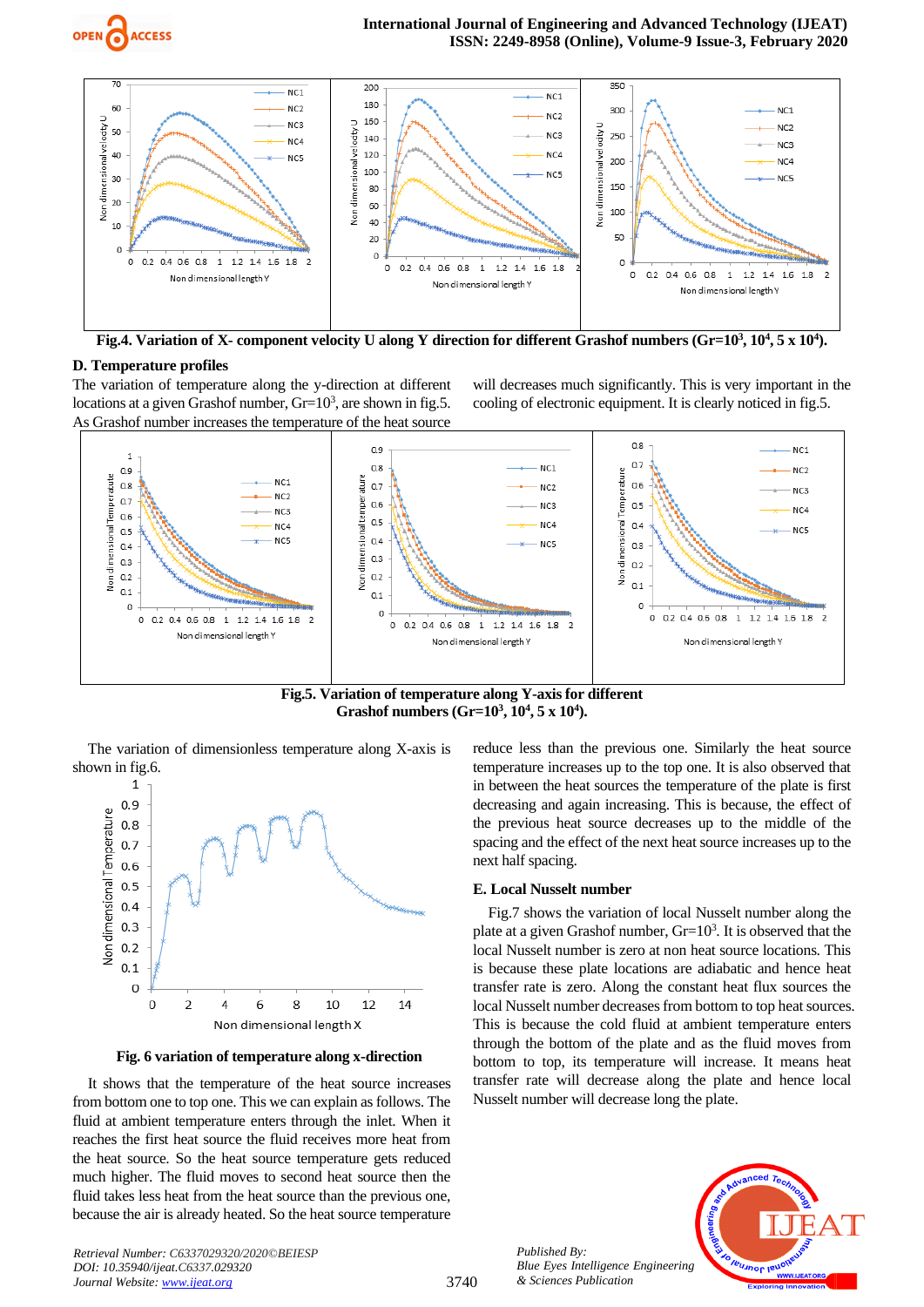**Fig.4. Variation of X- component velocity U along Y direction for different Grashof numbers (Gr=$10^3$, $10^4$, 5 x $10^4$).**

### D. Temperature profiles

The variation of temperature along the y-direction at different locations at a given Grashof number, Gr=$10^3$, are shown in fig.5. As Grashof number increases the temperature of the heat source will decreases much significantly. This is very important in the cooling of electronic equipment. It is clearly noticed in fig.5.

**Fig.5. Variation of temperature along Y-axis for different Grashof numbers (Gr=$10^3$, $10^4$, 5 x $10^4$).**

The variation of dimensionless temperature along X-axis is shown in fig.6.

**Fig. 6 variation of temperature along x-direction**

It shows that the temperature of the heat source increases from bottom one to top one. This we can explain as follows. The fluid at ambient temperature enters through the inlet. When it reaches the first heat source the fluid receives more heat from the heat source. So the heat source temperature gets reduced much higher. The fluid moves to second heat source then the fluid takes less heat from the heat source than the previous one, because the air is already heated. So the heat source temperature reduce less than the previous one. Similarly the heat source temperature increases up to the top one. It is also observed that in between the heat sources the temperature of the plate is first decreasing and again increasing. This is because, the effect of the previous heat source decreases up to the middle of the spacing and the effect of the next heat source increases up to the next half spacing.

### E. Local Nusselt number

Fig.7 shows the variation of local Nusselt number along the plate at a given Grashof number, Gr=$10^3$. It is observed that the local Nusselt number is zero at non heat source locations. This is because these plate locations are adiabatic and hence heat transfer rate is zero. Along the constant heat flux sources the local Nusselt number decreases from bottom to top heat sources. This is because the cold fluid at ambient temperature enters through the bottom of the plate and as the fluid moves from bottom to top, its temperature will increase. It means heat transfer rate will decrease along the plate and hence local Nusselt number will decrease long the plate.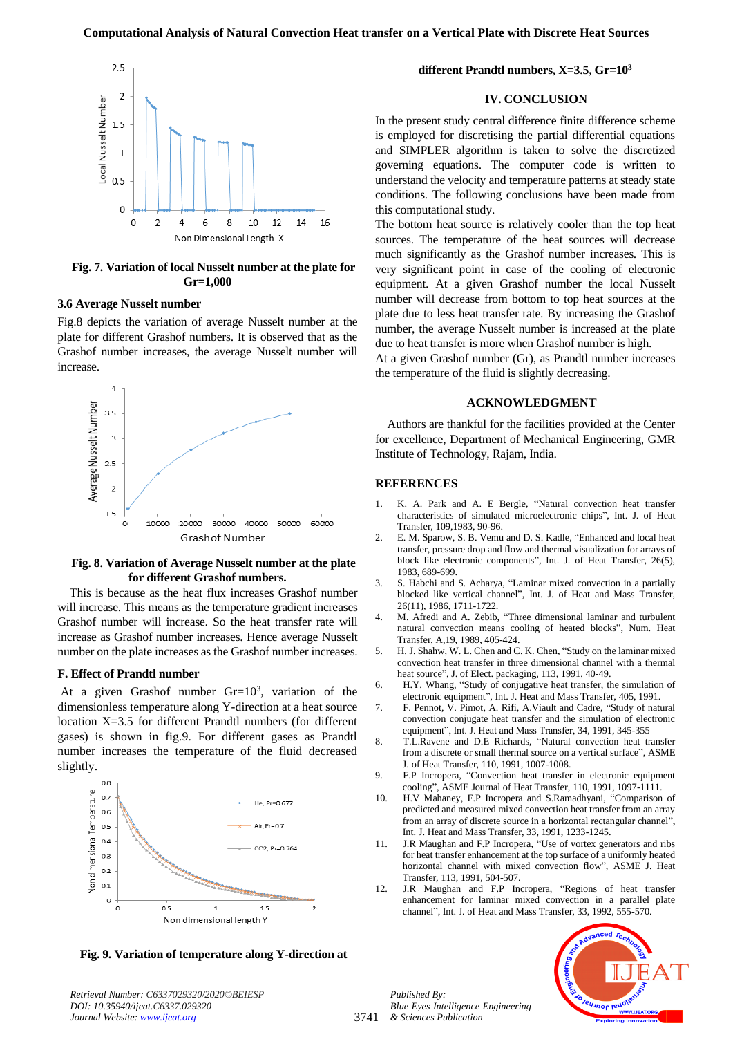Fig. 7. Variation of local Nusselt number at the plate for Gr=1,000

### 3.6 Average Nusselt number

Fig.8 depicts the variation of average Nusselt number at the plate for different Grashof numbers. It is observed that as the Grashof number increases, the average Nusselt number will increase.

Fig. 8. Variation of Average Nusselt number at the plate for different Grashof numbers.

This is because as the heat flux increases Grashof number will increase. This means as the temperature gradient increases Grashof number will increase. So the heat transfer rate will increase as Grashof number increases. Hence average Nusselt number on the plate increases as the Grashof number increases.

### F. Effect of Prandtl number

At a given Grashof number $Gr=10^3$, variation of the dimensionless temperature along Y-direction at a heat source location X=3.5 for different Prandtl numbers (for different gases) is shown in fig.9. For different gases as Prandtl number increases the temperature of the fluid decreased slightly.

Fig. 9. Variation of temperature along Y-direction at different Prandtl numbers, X=3.5, $Gr=10^3$

## IV. CONCLUSION

In the present study central difference finite difference scheme is employed for discretising the partial differential equations and SIMPLER algorithm is taken to solve the discretized governing equations. The computer code is written to understand the velocity and temperature patterns at steady state conditions. The following conclusions have been made from this computational study.

The bottom heat source is relatively cooler than the top heat sources. The temperature of the heat sources will decrease much significantly as the Grashof number increases. This is very significant point in case of the cooling of electronic equipment. At a given Grashof number the local Nusselt number will decrease from bottom to top heat sources at the plate due to less heat transfer rate. By increasing the Grashof number, the average Nusselt number is increased at the plate due to heat transfer is more when Grashof number is high.

At a given Grashof number (Gr), as Prandtl number increases the temperature of the fluid is slightly decreasing.

## ACKNOWLEDGMENT

Authors are thankful for the facilities provided at the Center for excellence, Department of Mechanical Engineering, GMR Institute of Technology, Rajam, India.

## REFERENCES

1. K. A. Park and A. E Bergle, “Natural convection heat transfer characteristics of simulated microelectronic chips”, Int. J. of Heat Transfer, 109,1983, 90-96.
2. E. M. Sparow, S. B. Vemu and D. S. Kadle, “Enhanced and local heat transfer, pressure drop and flow and thermal visualization for arrays of block like electronic components”, Int. J. of Heat Transfer, 26(5), 1983, 689-699.
3. S. Habchi and S. Acharya, “Laminar mixed convection in a partially blocked like vertical channel”, Int. J. of Heat and Mass Transfer, 26(11), 1986, 1711-1722.
4. M. Afredi and A. Zebib, “Three dimensional laminar and turbulent natural convection means cooling of heated blocks”, Num. Heat Transfer, A,19, 1989, 405-424.
5. H. J. Shahw, W. L. Chen and C. K. Chen, “Study on the laminar mixed convection heat transfer in three dimensional channel with a thermal heat source”, J. of Elect. packaging, 113, 1991, 40-49.
6. H.Y. Whang, “Study of conjugative heat transfer, the simulation of electronic equipment”, Int. J. Heat and Mass Transfer, 405, 1991.
7. F. Pennot, V. Pimot, A. Rifi, A.Viault and Cadre, “Study of natural convection conjugate heat transfer and the simulation of electronic equipment”, Int. J. Heat and Mass Transfer, 34, 1991, 345-355
8. T.L.Ravene and D.E Richards, “Natural convection heat transfer from a discrete or small thermal source on a vertical surface”, ASME J. of Heat Transfer, 110, 1991, 1007-1008.
9. F.P Incropera, “Convection heat transfer in electronic equipment cooling”, ASME Journal of Heat Transfer, 110, 1991, 1097-1111.
10. H.V Mahaney, F.P Incropera and S.Ramadhyani, “Comparison of predicted and measured mixed convection heat transfer from an array from an array of discrete source in a horizontal rectangular channel”, Int. J. Heat and Mass Transfer, 33, 1991, 1233-1245.
11. J.R Maughan and F.P Incropera, “Use of vortex generators and ribs for heat transfer enhancement at the top surface of a uniformly heated horizontal channel with mixed convection flow”, ASME J. Heat Transfer, 113, 1991, 504-507.
12. J.R Maughan and F.P Incropera, “Regions of heat transfer enhancement for laminar mixed convection in a parallel plate channel”, Int. J. of Heat and Mass Transfer, 33, 1992, 555-570.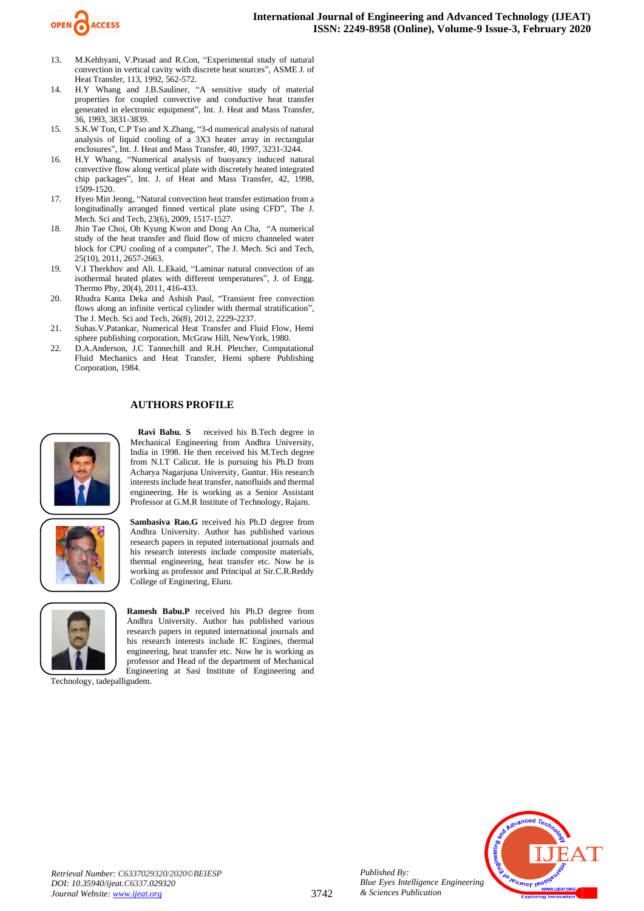13. M.Kehhyani, V.Prasad and R.Con, “Experimental study of natural convection in vertical cavity with discrete heat sources”, ASME J. of Heat Transfer, 113, 1992, 562-572.
14. H.Y Whang and J.B.Sauliner, “A sensitive study of material properties for coupled convective and conductive heat transfer generated in electronic equipment”, Int. J. Heat and Mass Transfer, 36, 1993, 3831-3839.
15. S.K.W Ton, C.P Tso and X.Zhang, “3-d numerical analysis of natural analysis of liquid cooling of a 3X3 heater array in rectangular enclosures”, Int. J. Heat and Mass Transfer, 40, 1997, 3231-3244.
16. H.Y Whang, “Numerical analysis of buoyancy induced natural convective flow along vertical plate with discretely heated integrated chip packages”, Int. J. of Heat and Mass Transfer, 42, 1998, 1509-1520.
17. Hyeo Min Jeong, “Natural convection heat transfer estimation from a longitudinally arranged finned vertical plate using CFD”, The J. Mech. Sci and Tech, 23(6), 2009, 1517-1527.
18. Jhin Tae Choi, Oh Kyung Kwon and Dong An Cha, “A numerical study of the heat transfer and fluid flow of micro channeled water block for CPU cooling of a computer”, The J. Mech. Sci and Tech, 25(10), 2011, 2657-2663.
19. V.I Therkhov and Ali. L.Ekaid, “Laminar natural convection of an isothermal heated plates with different temperatures”, J. of Engg. Thermo Phy, 20(4), 2011, 416-433.
20. Rhudra Kanta Deka and Ashish Paul, “Transient free convection flows along an infinite vertical cylinder with thermal stratification”, The J. Mech. Sci and Tech, 26(8), 2012, 2229-2237.
21. Suhas.V.Patankar, Numerical Heat Transfer and Fluid Flow, Hemi sphere publishing corporation, McGraw Hill, NewYork, 1980.
22. D.A.Anderson, J.C Tannechill and R.H. Pletcher, Computational Fluid Mechanics and Heat Transfer, Hemi sphere Publishing Corporation, 1984.

## AUTHORS PROFILE

**Ravi Babu. S** received his B.Tech degree in Mechanical Engineering from Andhra University, India in 1998. He then received his M.Tech degree from N.I.T Calicut. He is pursuing his Ph.D from Acharya Nagarjuna University, Guntur. His research interests include heat transfer, nanofluids and thermal engineering. He is working as a Senior Assistant Professor at G.M.R Institute of Technology, Rajam.

**Sambasiva Rao.G** received his Ph.D degree from Andhra University. Author has published various research papers in reputed international journals and his research interests include composite materials, thermal engineering, heat transfer etc. Now he is working as professor and Principal at Sir.C.R.Reddy College of Enginering, Eluru.

**Ramesh Babu.P** received his Ph.D degree from Andhra University. Author has published various research papers in reputed international journals and his research interests include IC Engines, thermal engineering, heat transfer etc. Now he is working as professor and Head of the department of Mechanical Engineering at Sasi Institute of Engineering and Technology, tadepalligudem.